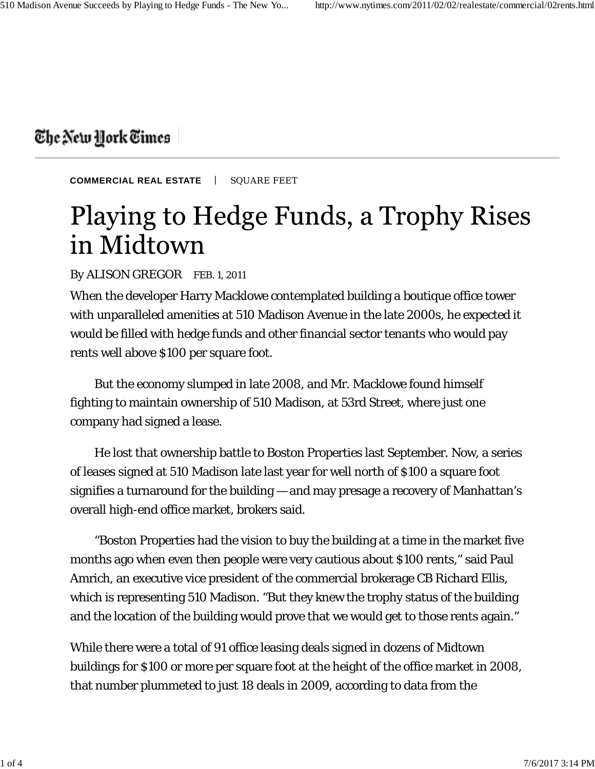The New York Times

**COMMERCIAL REAL ESTATE** | SQUARE FEET

# Playing to Hedge Funds, a Trophy Rises in Midtown

By ALISON GREGOR FEB. 1, 2011

When the developer Harry Macklowe contemplated building a boutique office tower with unparalleled amenities at 510 Madison Avenue in the late 2000s, he expected it would be filled with hedge funds and other financial sector tenants who would pay rents well above $100 per square foot.

But the economy slumped in late 2008, and Mr. Macklowe found himself fighting to maintain ownership of 510 Madison, at 53rd Street, where just one company had signed a lease.

He lost that ownership battle to Boston Properties last September. Now, a series of leases signed at 510 Madison late last year for well north of $100 a square foot signifies a turnaround for the building — and may presage a recovery of Manhattan's overall high-end office market, brokers said.

"Boston Properties had the vision to buy the building at a time in the market five months ago when even then people were very cautious about $100 rents," said Paul Amrich, an executive vice president of the commercial brokerage CB Richard Ellis, which is representing 510 Madison. "But they knew the trophy status of the building and the location of the building would prove that we would get to those rents again."

While there were a total of 91 office leasing deals signed in dozens of Midtown buildings for $100 or more per square foot at the height of the office market in 2008, that number plummeted to just 18 deals in 2009, according to data from the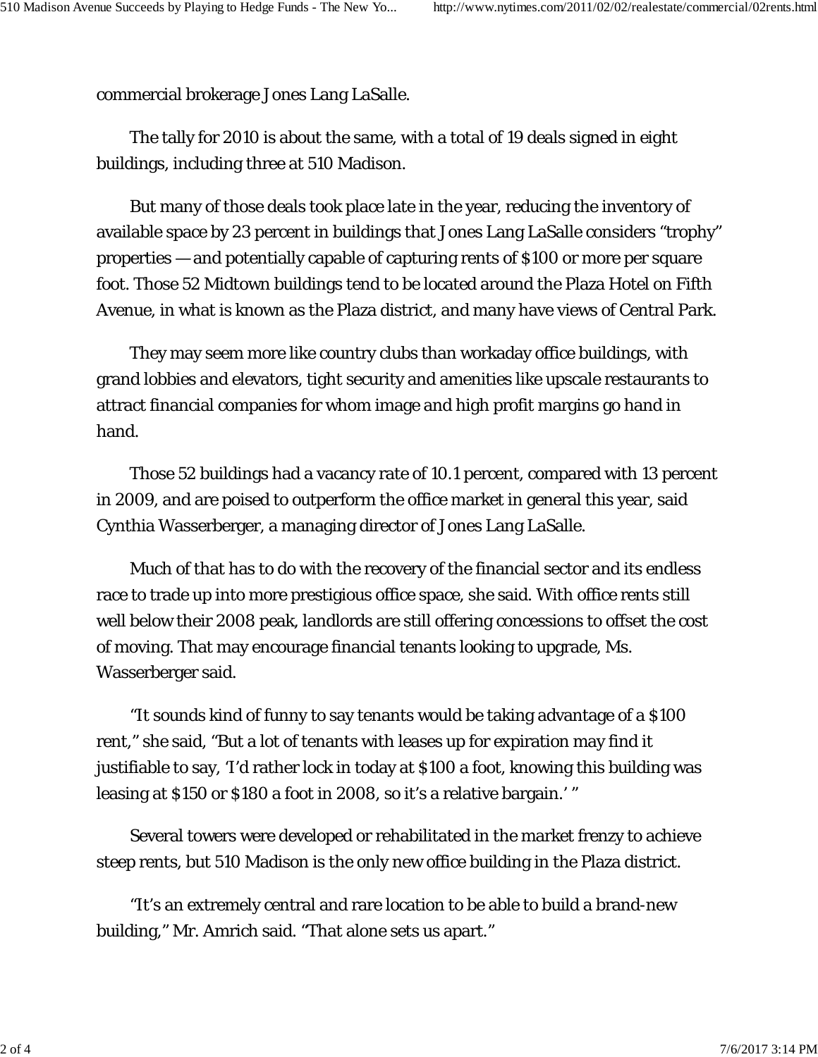commercial brokerage Jones Lang LaSalle.

The tally for 2010 is about the same, with a total of 19 deals signed in eight buildings, including three at 510 Madison.

But many of those deals took place late in the year, reducing the inventory of available space by 23 percent in buildings that Jones Lang LaSalle considers “trophy” properties — and potentially capable of capturing rents of $100 or more per square foot. Those 52 Midtown buildings tend to be located around the Plaza Hotel on Fifth Avenue, in what is known as the Plaza district, and many have views of Central Park.

They may seem more like country clubs than workaday office buildings, with grand lobbies and elevators, tight security and amenities like upscale restaurants to attract financial companies for whom image and high profit margins go hand in hand.

Those 52 buildings had a vacancy rate of 10.1 percent, compared with 13 percent in 2009, and are poised to outperform the office market in general this year, said Cynthia Wasserberger, a managing director of Jones Lang LaSalle.

Much of that has to do with the recovery of the financial sector and its endless race to trade up into more prestigious office space, she said. With office rents still well below their 2008 peak, landlords are still offering concessions to offset the cost of moving. That may encourage financial tenants looking to upgrade, Ms. Wasserberger said.

“It sounds kind of funny to say tenants would be taking advantage of a $100 rent,” she said, “But a lot of tenants with leases up for expiration may find it justifiable to say, ‘I’d rather lock in today at $100 a foot, knowing this building was leasing at $150 or $180 a foot in 2008, so it’s a relative bargain.’ ”

Several towers were developed or rehabilitated in the market frenzy to achieve steep rents, but 510 Madison is the only new office building in the Plaza district.

“It’s an extremely central and rare location to be able to build a brand-new building,” Mr. Amrich said. “That alone sets us apart.”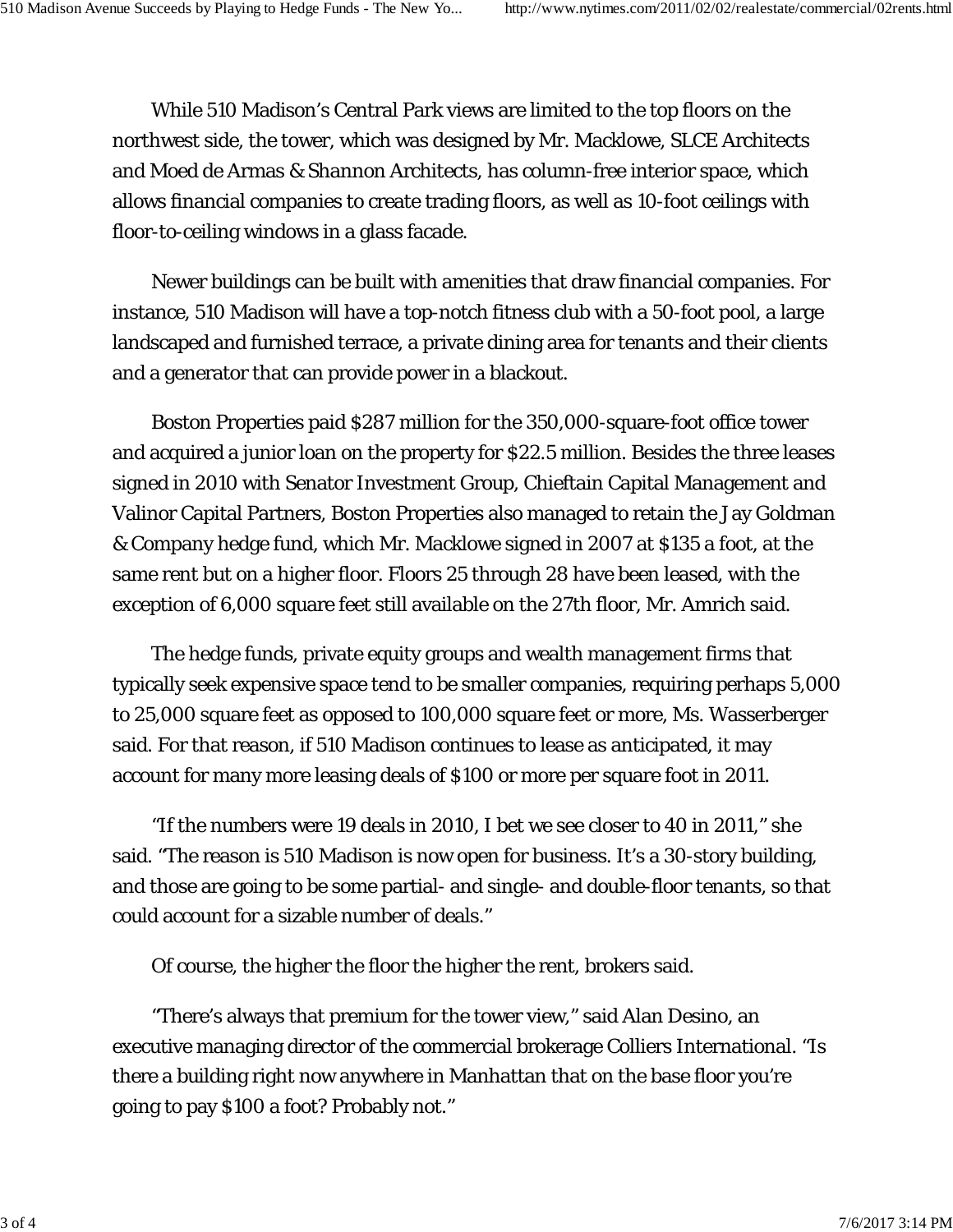While 510 Madison's Central Park views are limited to the top floors on the northwest side, the tower, which was designed by Mr. Macklowe, SLCE Architects and Moed de Armas & Shannon Architects, has column-free interior space, which allows financial companies to create trading floors, as well as 10-foot ceilings with floor-to-ceiling windows in a glass facade.

Newer buildings can be built with amenities that draw financial companies. For instance, 510 Madison will have a top-notch fitness club with a 50-foot pool, a large landscaped and furnished terrace, a private dining area for tenants and their clients and a generator that can provide power in a blackout.

Boston Properties paid $287 million for the 350,000-square-foot office tower and acquired a junior loan on the property for $22.5 million. Besides the three leases signed in 2010 with Senator Investment Group, Chieftain Capital Management and Valinor Capital Partners, Boston Properties also managed to retain the Jay Goldman & Company hedge fund, which Mr. Macklowe signed in 2007 at $135 a foot, at the same rent but on a higher floor. Floors 25 through 28 have been leased, with the exception of 6,000 square feet still available on the 27th floor, Mr. Amrich said.

The hedge funds, private equity groups and wealth management firms that typically seek expensive space tend to be smaller companies, requiring perhaps 5,000 to 25,000 square feet as opposed to 100,000 square feet or more, Ms. Wasserberger said. For that reason, if 510 Madison continues to lease as anticipated, it may account for many more leasing deals of $100 or more per square foot in 2011.

"If the numbers were 19 deals in 2010, I bet we see closer to 40 in 2011," she said. "The reason is 510 Madison is now open for business. It's a 30-story building, and those are going to be some partial- and single- and double-floor tenants, so that could account for a sizable number of deals."

Of course, the higher the floor the higher the rent, brokers said.

"There's always that premium for the tower view," said Alan Desino, an executive managing director of the commercial brokerage Colliers International. "Is there a building right now anywhere in Manhattan that on the base floor you're going to pay $100 a foot? Probably not."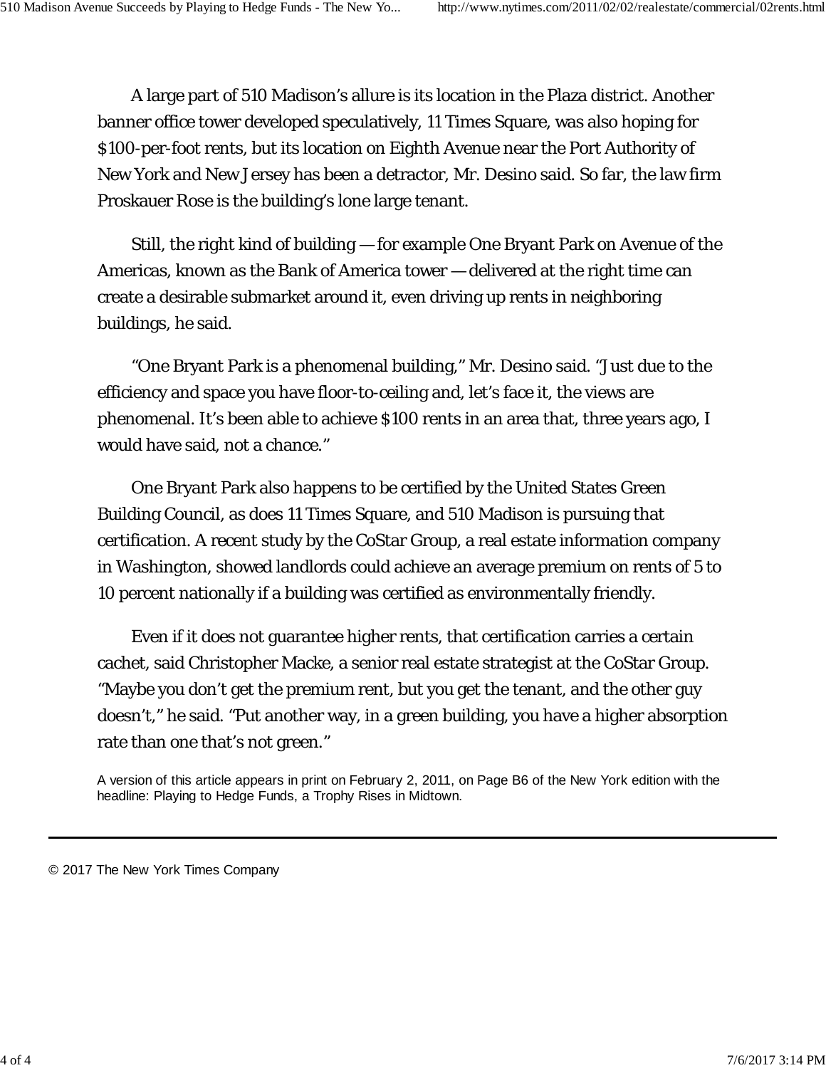A large part of 510 Madison's allure is its location in the Plaza district. Another banner office tower developed speculatively, 11 Times Square, was also hoping for $100-per-foot rents, but its location on Eighth Avenue near the Port Authority of New York and New Jersey has been a detractor, Mr. Desino said. So far, the law firm Proskauer Rose is the building's lone large tenant.

Still, the right kind of building — for example One Bryant Park on Avenue of the Americas, known as the Bank of America tower — delivered at the right time can create a desirable submarket around it, even driving up rents in neighboring buildings, he said.

"One Bryant Park is a phenomenal building," Mr. Desino said. "Just due to the efficiency and space you have floor-to-ceiling and, let's face it, the views are phenomenal. It's been able to achieve $100 rents in an area that, three years ago, I would have said, not a chance."

One Bryant Park also happens to be certified by the United States Green Building Council, as does 11 Times Square, and 510 Madison is pursuing that certification. A recent study by the CoStar Group, a real estate information company in Washington, showed landlords could achieve an average premium on rents of 5 to 10 percent nationally if a building was certified as environmentally friendly.

Even if it does not guarantee higher rents, that certification carries a certain cachet, said Christopher Macke, a senior real estate strategist at the CoStar Group. "Maybe you don't get the premium rent, but you get the tenant, and the other guy doesn't," he said. "Put another way, in a green building, you have a higher absorption rate than one that's not green."

A version of this article appears in print on February 2, 2011, on Page B6 of the New York edition with the headline: Playing to Hedge Funds, a Trophy Rises in Midtown.

© 2017 The New York Times Company